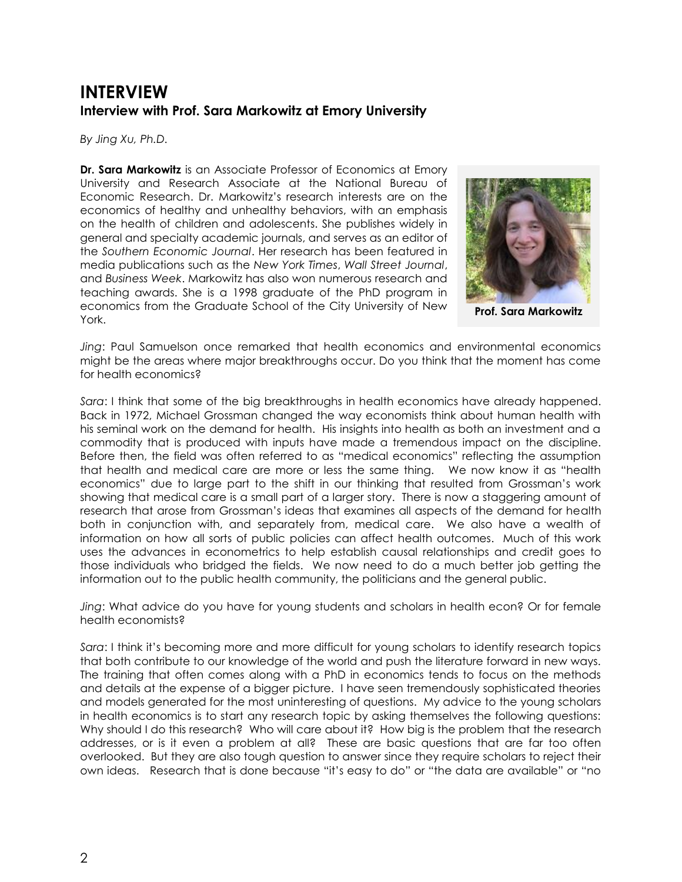# INTERVIEW

## Interview with Prof. Sara Markowitz at Emory University

*By Jing Xu, Ph.D.*

**Dr. Sara Markowitz** is an Associate Professor of Economics at Emory University and Research Associate at the National Bureau of Economic Research. Dr. Markowitz's research interests are on the economics of healthy and unhealthy behaviors, with an emphasis on the health of children and adolescents. She publishes widely in general and specialty academic journals, and serves as an editor of the *Southern Economic Journal*. Her research has been featured in media publications such as the *New York Times*, *Wall Street Journal*, and *Business Week*. Markowitz has also won numerous research and teaching awards. She is a 1998 graduate of the PhD program in economics from the Graduate School of the City University of New York.

**Prof. Sara Markowitz**

*Jing*: Paul Samuelson once remarked that health economics and environmental economics might be the areas where major breakthroughs occur. Do you think that the moment has come for health economics?

*Sara*: I think that some of the big breakthroughs in health economics have already happened. Back in 1972, Michael Grossman changed the way economists think about human health with his seminal work on the demand for health. His insights into health as both an investment and a commodity that is produced with inputs have made a tremendous impact on the discipline. Before then, the field was often referred to as "medical economics" reflecting the assumption that health and medical care are more or less the same thing. We now know it as "health economics" due to large part to the shift in our thinking that resulted from Grossman's work showing that medical care is a small part of a larger story. There is now a staggering amount of research that arose from Grossman's ideas that examines all aspects of the demand for health both in conjunction with, and separately from, medical care. We also have a wealth of information on how all sorts of public policies can affect health outcomes. Much of this work uses the advances in econometrics to help establish causal relationships and credit goes to those individuals who bridged the fields. We now need to do a much better job getting the information out to the public health community, the politicians and the general public.

*Jing*: What advice do you have for young students and scholars in health econ? Or for female health economists?

*Sara*: I think it's becoming more and more difficult for young scholars to identify research topics that both contribute to our knowledge of the world and push the literature forward in new ways. The training that often comes along with a PhD in economics tends to focus on the methods and details at the expense of a bigger picture. I have seen tremendously sophisticated theories and models generated for the most uninteresting of questions. My advice to the young scholars in health economics is to start any research topic by asking themselves the following questions: Why should I do this research? Who will care about it? How big is the problem that the research addresses, or is it even a problem at all? These are basic questions that are far too often overlooked. But they are also tough question to answer since they require scholars to reject their own ideas. Research that is done because "it's easy to do" or "the data are available" or "no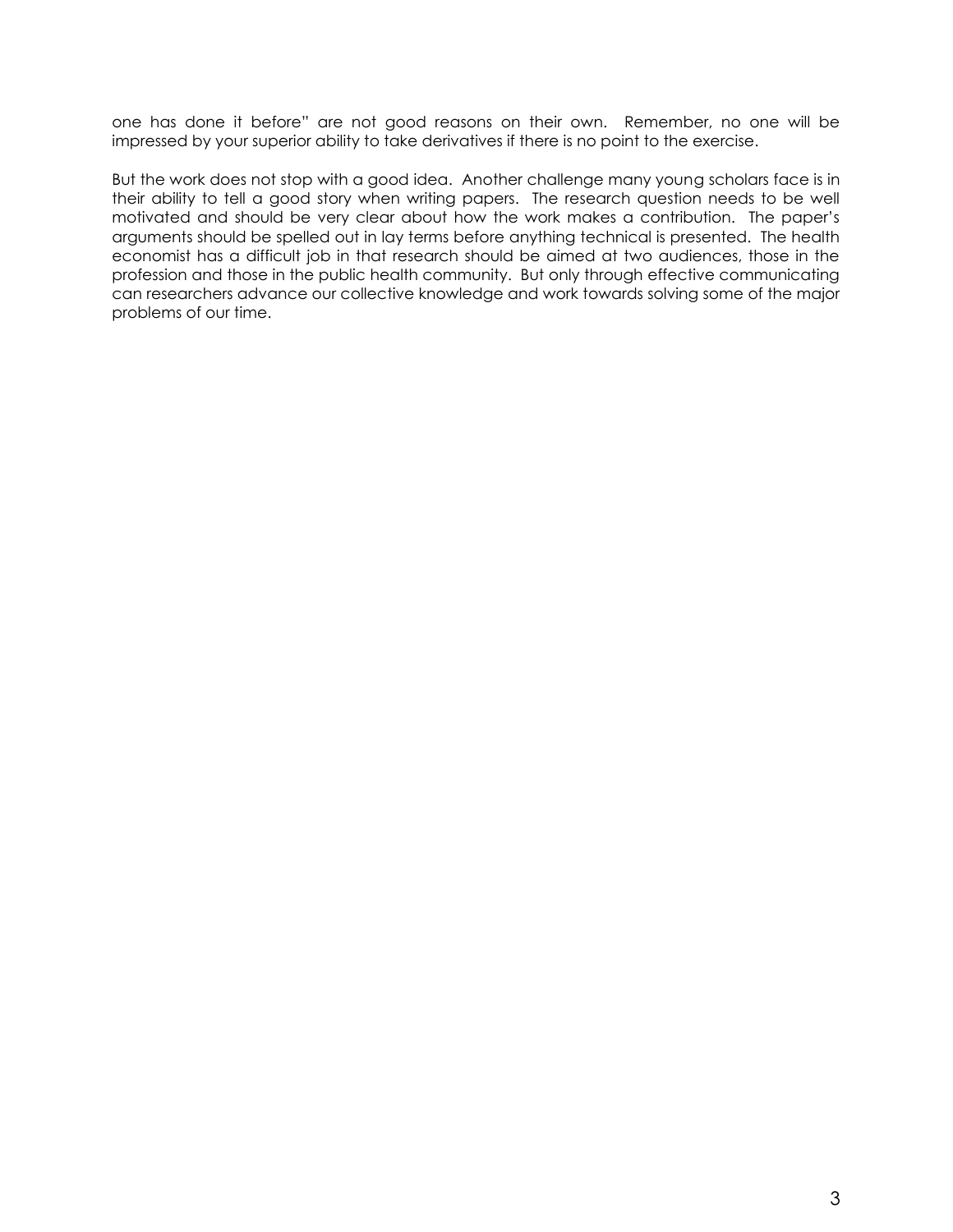one has done it before" are not good reasons on their own. Remember, no one will be impressed by your superior ability to take derivatives if there is no point to the exercise.

But the work does not stop with a good idea. Another challenge many young scholars face is in their ability to tell a good story when writing papers. The research question needs to be well motivated and should be very clear about how the work makes a contribution. The paper's arguments should be spelled out in lay terms before anything technical is presented. The health economist has a difficult job in that research should be aimed at two audiences, those in the profession and those in the public health community. But only through effective communicating can researchers advance our collective knowledge and work towards solving some of the major problems of our time.